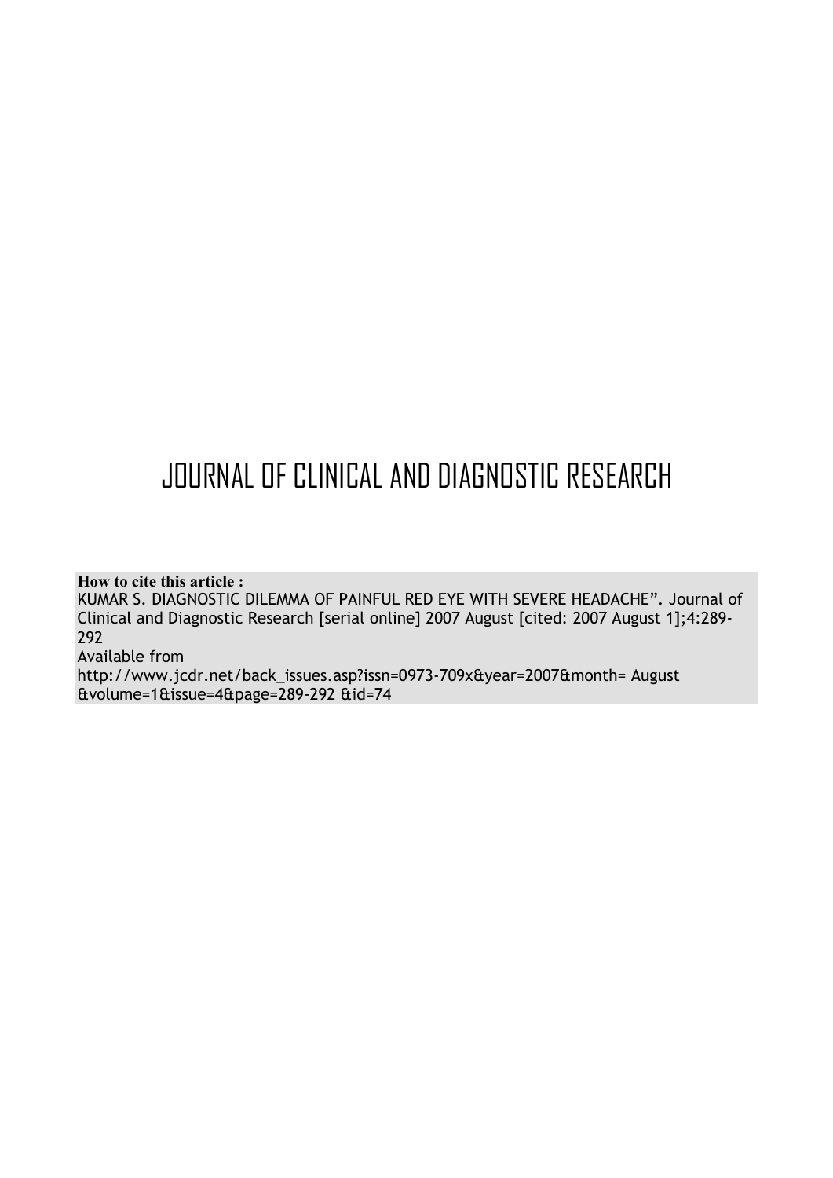# JOURNAL OF CLINICAL AND DIAGNOSTIC RESEARCH

**How to cite this article :**
KUMAR S. DIAGNOSTIC DILEMMA OF PAINFUL RED EYE WITH SEVERE HEADACHE”. Journal of Clinical and Diagnostic Research [serial online] 2007 August [cited: 2007 August 1];4:289-292
Available from
http://www.jcdr.net/back_issues.asp?issn=0973-709x&year=2007&month= August &volume=1&issue=4&page=289-292 &id=74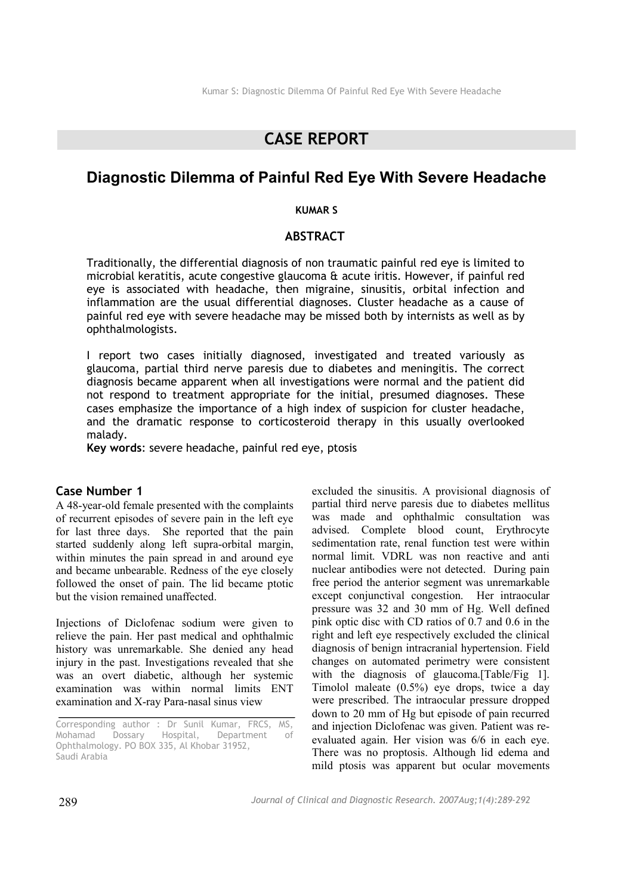# CASE REPORT

# Diagnostic Dilemma of Painful Red Eye With Severe Headache

**KUMAR S**

## ABSTRACT

Traditionally, the differential diagnosis of non traumatic painful red eye is limited to microbial keratitis, acute congestive glaucoma & acute iritis. However, if painful red eye is associated with headache, then migraine, sinusitis, orbital infection and inflammation are the usual differential diagnoses. Cluster headache as a cause of painful red eye with severe headache may be missed both by internists as well as by ophthalmologists.

I report two cases initially diagnosed, investigated and treated variously as glaucoma, partial third nerve paresis due to diabetes and meningitis. The correct diagnosis became apparent when all investigations were normal and the patient did not respond to treatment appropriate for the initial, presumed diagnoses. These cases emphasize the importance of a high index of suspicion for cluster headache, and the dramatic response to corticosteroid therapy in this usually overlooked malady.

**Key words**: severe headache, painful red eye, ptosis

### Case Number 1

A 48-year-old female presented with the complaints of recurrent episodes of severe pain in the left eye for last three days. She reported that the pain started suddenly along left supra-orbital margin, within minutes the pain spread in and around eye and became unbearable. Redness of the eye closely followed the onset of pain. The lid became ptotic but the vision remained unaffected.

Injections of Diclofenac sodium were given to relieve the pain. Her past medical and ophthalmic history was unremarkable. She denied any head injury in the past. Investigations revealed that she was an overt diabetic, although her systemic examination was within normal limits ENT examination and X-ray Para-nasal sinus view excluded the sinusitis. A provisional diagnosis of partial third nerve paresis due to diabetes mellitus was made and ophthalmic consultation was advised. Complete blood count, Erythrocyte sedimentation rate, renal function test were within normal limit. VDRL was non reactive and anti nuclear antibodies were not detected. During pain free period the anterior segment was unremarkable except conjunctival congestion. Her intraocular pressure was 32 and 30 mm of Hg. Well defined pink optic disc with CD ratios of 0.7 and 0.6 in the right and left eye respectively excluded the clinical diagnosis of benign intracranial hypertension. Field changes on automated perimetry were consistent with the diagnosis of glaucoma.[Table/Fig 1]. Timolol maleate (0.5%) eye drops, twice a day were prescribed. The intraocular pressure dropped down to 20 mm of Hg but episode of pain recurred and injection Diclofenac was given. Patient was re-evaluated again. Her vision was 6/6 in each eye. There was no proptosis. Although lid edema and mild ptosis was apparent but ocular movements

Corresponding author : Dr Sunil Kumar, FRCS, MS, Mohamad Dossary Hospital, Department of Ophthalmology. PO BOX 335, Al Khobar 31952, Saudi Arabia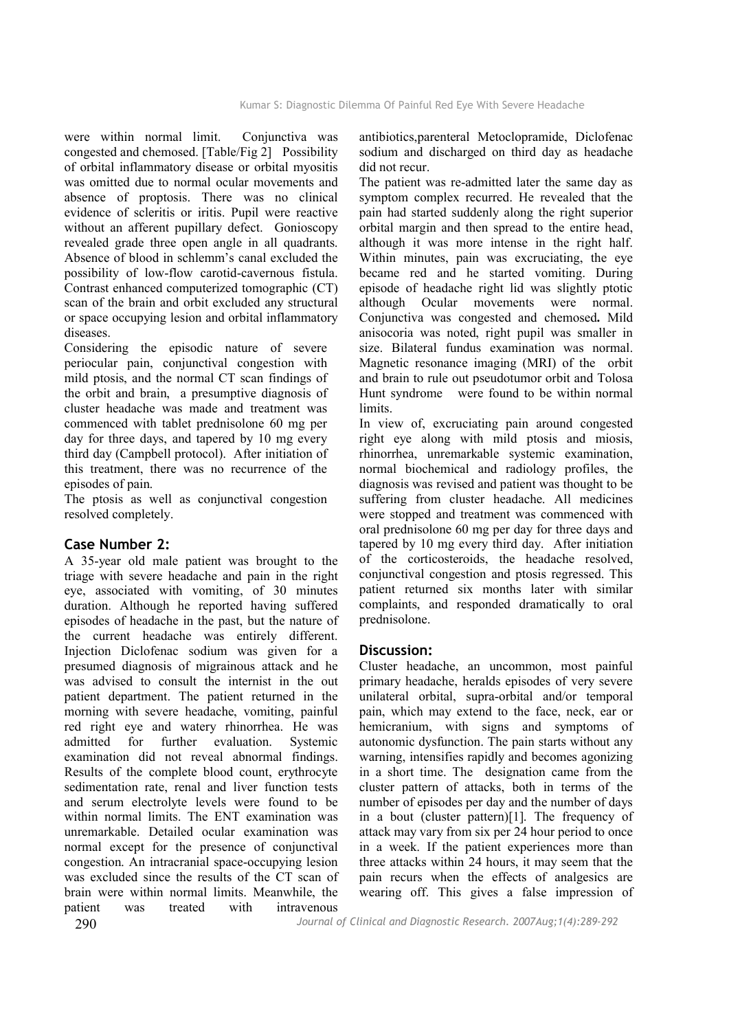were within normal limit. Conjunctiva was congested and chemosed. [Table/Fig 2] Possibility of orbital inflammatory disease or orbital myositis was omitted due to normal ocular movements and absence of proptosis. There was no clinical evidence of scleritis or iritis. Pupil were reactive without an afferent pupillary defect. Gonioscopy revealed grade three open angle in all quadrants. Absence of blood in schlemm's canal excluded the possibility of low-flow carotid-cavernous fistula. Contrast enhanced computerized tomographic (CT) scan of the brain and orbit excluded any structural or space occupying lesion and orbital inflammatory diseases.

Considering the episodic nature of severe periocular pain, conjunctival congestion with mild ptosis, and the normal CT scan findings of the orbit and brain, a presumptive diagnosis of cluster headache was made and treatment was commenced with tablet prednisolone 60 mg per day for three days, and tapered by 10 mg every third day (Campbell protocol). After initiation of this treatment, there was no recurrence of the episodes of pain.

The ptosis as well as conjunctival congestion resolved completely.

## Case Number 2:

A 35-year old male patient was brought to the triage with severe headache and pain in the right eye, associated with vomiting, of 30 minutes duration. Although he reported having suffered episodes of headache in the past, but the nature of the current headache was entirely different. Injection Diclofenac sodium was given for a presumed diagnosis of migrainous attack and he was advised to consult the internist in the out patient department. The patient returned in the morning with severe headache, vomiting, painful red right eye and watery rhinorrhea. He was admitted for further evaluation. Systemic examination did not reveal abnormal findings. Results of the complete blood count, erythrocyte sedimentation rate, renal and liver function tests and serum electrolyte levels were found to be within normal limits. The ENT examination was unremarkable. Detailed ocular examination was normal except for the presence of conjunctival congestion. An intracranial space-occupying lesion was excluded since the results of the CT scan of brain were within normal limits. Meanwhile, the patient was treated with intravenous antibiotics,parenteral Metoclopramide, Diclofenac sodium and discharged on third day as headache did not recur.

The patient was re-admitted later the same day as symptom complex recurred. He revealed that the pain had started suddenly along the right superior orbital margin and then spread to the entire head, although it was more intense in the right half. Within minutes, pain was excruciating, the eye became red and he started vomiting. During episode of headache right lid was slightly ptotic although Ocular movements were normal. Conjunctiva was congested and chemosed**.** Mild anisocoria was noted, right pupil was smaller in size. Bilateral fundus examination was normal. Magnetic resonance imaging (MRI) of the orbit and brain to rule out pseudotumor orbit and Tolosa Hunt syndrome were found to be within normal limits.

In view of, excruciating pain around congested right eye along with mild ptosis and miosis, rhinorrhea, unremarkable systemic examination, normal biochemical and radiology profiles, the diagnosis was revised and patient was thought to be suffering from cluster headache. All medicines were stopped and treatment was commenced with oral prednisolone 60 mg per day for three days and tapered by 10 mg every third day. After initiation of the corticosteroids, the headache resolved, conjunctival congestion and ptosis regressed. This patient returned six months later with similar complaints, and responded dramatically to oral prednisolone.

## Discussion:

Cluster headache, an uncommon, most painful primary headache, heralds episodes of very severe unilateral orbital, supra-orbital and/or temporal pain, which may extend to the face, neck, ear or hemicranium, with signs and symptoms of autonomic dysfunction. The pain starts without any warning, intensifies rapidly and becomes agonizing in a short time. The designation came from the cluster pattern of attacks, both in terms of the number of episodes per day and the number of days in a bout (cluster pattern)[1]. The frequency of attack may vary from six per 24 hour period to once in a week. If the patient experiences more than three attacks within 24 hours, it may seem that the pain recurs when the effects of analgesics are wearing off. This gives a false impression of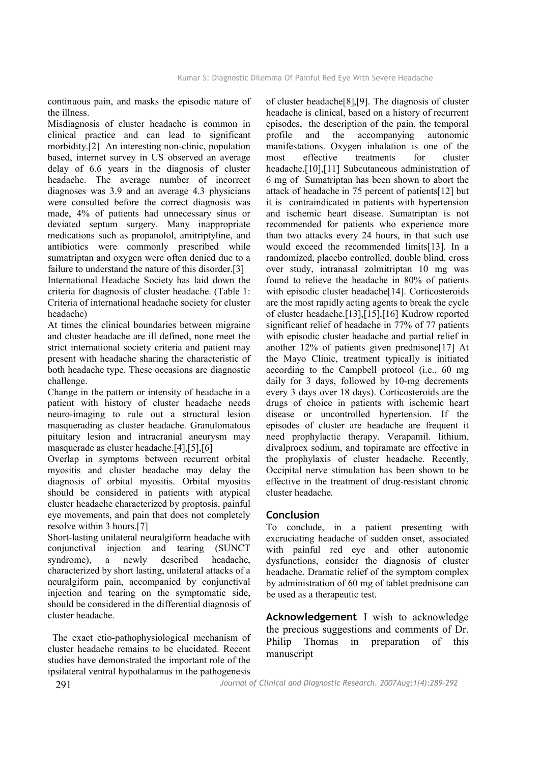continuous pain, and masks the episodic nature of the illness.

Misdiagnosis of cluster headache is common in clinical practice and can lead to significant morbidity.[2] An interesting non-clinic, population based, internet survey in US observed an average delay of 6.6 years in the diagnosis of cluster headache. The average number of incorrect diagnoses was 3.9 and an average 4.3 physicians were consulted before the correct diagnosis was made, 4% of patients had unnecessary sinus or deviated septum surgery. Many inappropriate medications such as propanolol, amitriptyline, and antibiotics were commonly prescribed while sumatriptan and oxygen were often denied due to a failure to understand the nature of this disorder.[3]

International Headache Society has laid down the criteria for diagnosis of cluster headache. (Table 1: Criteria of international headache society for cluster headache)

At times the clinical boundaries between migraine and cluster headache are ill defined, none meet the strict international society criteria and patient may present with headache sharing the characteristic of both headache type. These occasions are diagnostic challenge.

Change in the pattern or intensity of headache in a patient with history of cluster headache needs neuro-imaging to rule out a structural lesion masquerading as cluster headache. Granulomatous pituitary lesion and intracranial aneurysm may masquerade as cluster headache.[4],[5],[6]

Overlap in symptoms between recurrent orbital myositis and cluster headache may delay the diagnosis of orbital myositis. Orbital myositis should be considered in patients with atypical cluster headache characterized by proptosis, painful eye movements, and pain that does not completely resolve within 3 hours.[7]

Short-lasting unilateral neuralgiform headache with conjunctival injection and tearing (SUNCT syndrome), a newly described headache, characterized by short lasting, unilateral attacks of a neuralgiform pain, accompanied by conjunctival injection and tearing on the symptomatic side, should be considered in the differential diagnosis of cluster headache.

The exact etio-pathophysiological mechanism of cluster headache remains to be elucidated. Recent studies have demonstrated the important role of the ipsilateral ventral hypothalamus in the pathogenesis of cluster headache[8],[9]. The diagnosis of cluster headache is clinical, based on a history of recurrent episodes, the description of the pain, the temporal profile and the accompanying autonomic manifestations. Oxygen inhalation is one of the most effective treatments for cluster headache.[10],[11] Subcutaneous administration of 6 mg of Sumatriptan has been shown to abort the attack of headache in 75 percent of patients[12] but it is contraindicated in patients with hypertension and ischemic heart disease. Sumatriptan is not recommended for patients who experience more than two attacks every 24 hours, in that such use would exceed the recommended limits[13]. In a randomized, placebo controlled, double blind, cross over study, intranasal zolmitriptan 10 mg was found to relieve the headache in 80% of patients with episodic cluster headache[14]. Corticosteroids are the most rapidly acting agents to break the cycle of cluster headache.[13],[15],[16] Kudrow reported significant relief of headache in 77% of 77 patients with episodic cluster headache and partial relief in another 12% of patients given prednisone[17] At the Mayo Clinic, treatment typically is initiated according to the Campbell protocol (i.e., 60 mg daily for 3 days, followed by 10-mg decrements every 3 days over 18 days). Corticosteroids are the drugs of choice in patients with ischemic heart disease or uncontrolled hypertension. If the episodes of cluster are headache are frequent it need prophylactic therapy. Verapamil. lithium, divalproex sodium, and topiramate are effective in the prophylaxis of cluster headache. Recently, Occipital nerve stimulation has been shown to be effective in the treatment of drug-resistant chronic cluster headache.

## Conclusion

To conclude, in a patient presenting with excruciating headache of sudden onset, associated with painful red eye and other autonomic dysfunctions, consider the diagnosis of cluster headache. Dramatic relief of the symptom complex by administration of 60 mg of tablet prednisone can be used as a therapeutic test.

**Acknowledgement** I wish to acknowledge the precious suggestions and comments of Dr. Philip Thomas in preparation of this manuscript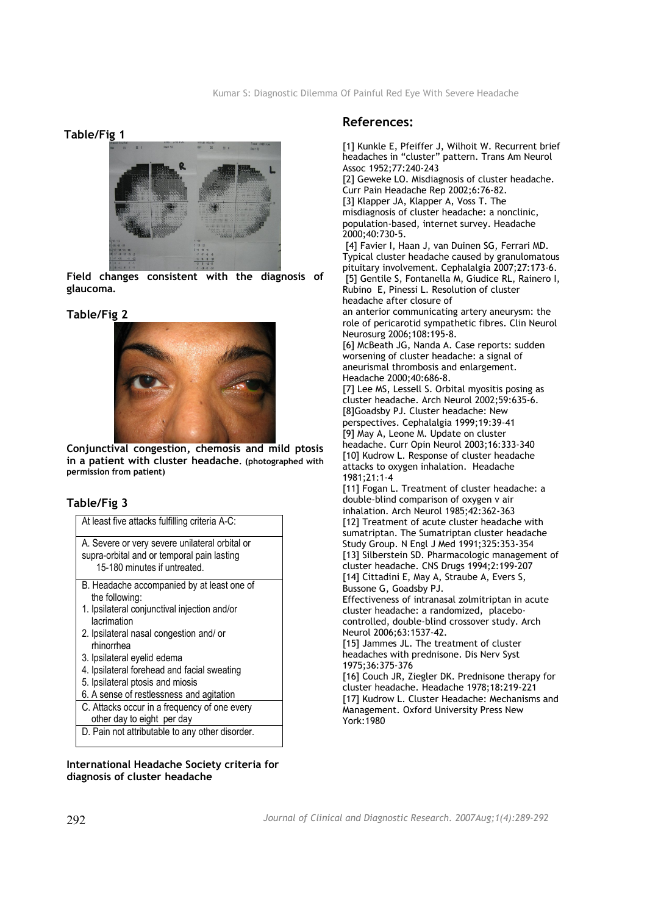**Table/Fig 1**

**Field changes consistent with the diagnosis of glaucoma.**

**Table/Fig 2**

**Conjunctival congestion, chemosis and mild ptosis in a patient with cluster headache. (photographed with permission from patient)**

**Table/Fig 3**

| At least five attacks fulfilling criteria A-C: |
|---|
| A. Severe or very severe unilateral orbital or supra-orbital and or temporal pain lasting 15-180 minutes if untreated. |
| B. Headache accompanied by at least one of the following:<br>1. Ipsilateral conjunctival injection and/or lacrimation<br>2. Ipsilateral nasal congestion and/ or rhinorrhea<br>3. Ipsilateral eyelid edema<br>4. Ipsilateral forehead and facial sweating<br>5. Ipsilateral ptosis and miosis<br>6. A sense of restlessness and agitation |
| C. Attacks occur in a frequency of one every other day to eight per day |
| D. Pain not attributable to any other disorder. |

**International Headache Society criteria for diagnosis of cluster headache**

## References:

[1] Kunkle E, Pfeiffer J, Wilhoit W. Recurrent brief headaches in "cluster" pattern. Trans Am Neurol Assoc 1952;77:240-243

[2] Geweke LO. Misdiagnosis of cluster headache. Curr Pain Headache Rep 2002;6:76-82.

[3] Klapper JA, Klapper A, Voss T. The misdiagnosis of cluster headache: a nonclinic, population-based, internet survey. Headache 2000;40:730-5.

[4] Favier I, Haan J, van Duinen SG, Ferrari MD. Typical cluster headache caused by granulomatous pituitary involvement. Cephalalgia 2007;27:173-6.

[5] Gentile S, Fontanella M, Giudice RL, Rainero I, Rubino E, Pinessi L. Resolution of cluster headache after closure of an anterior communicating artery aneurysm: the role of pericarotid sympathetic fibres. Clin Neurol Neurosurg 2006;108:195-8.

[6] McBeath JG, Nanda A. Case reports: sudden worsening of cluster headache: a signal of aneurismal thrombosis and enlargement. Headache 2000;40:686-8.

[7] Lee MS, Lessell S. Orbital myositis posing as cluster headache. Arch Neurol 2002;59:635-6.

[8]Goadsby PJ. Cluster headache: New perspectives. Cephalalgia 1999;19:39-41

[9] May A, Leone M. Update on cluster headache. Curr Opin Neurol 2003;16:333-340

[10] Kudrow L. Response of cluster headache attacks to oxygen inhalation. Headache 1981;21:1-4

[11] Fogan L. Treatment of cluster headache: a double-blind comparison of oxygen v air inhalation. Arch Neurol 1985;42:362-363

[12] Treatment of acute cluster headache with sumatriptan. The Sumatriptan cluster headache Study Group. N Engl J Med 1991;325:353-354

[13] Silberstein SD. Pharmacologic management of cluster headache. CNS Drugs 1994;2:199-207

[14] Cittadini E, May A, Straube A, Evers S, Bussone G, Goadsby PJ. Effectiveness of intranasal zolmitriptan in acute cluster headache: a randomized, placebo-controlled, double-blind crossover study. Arch Neurol 2006;63:1537-42.

[15] Jammes JL. The treatment of cluster headaches with prednisone. Dis Nerv Syst 1975;36:375-376

[16] Couch JR, Ziegler DK. Prednisone therapy for cluster headache. Headache 1978;18:219-221

[17] Kudrow L. Cluster Headache: Mechanisms and Management. Oxford University Press New York:1980